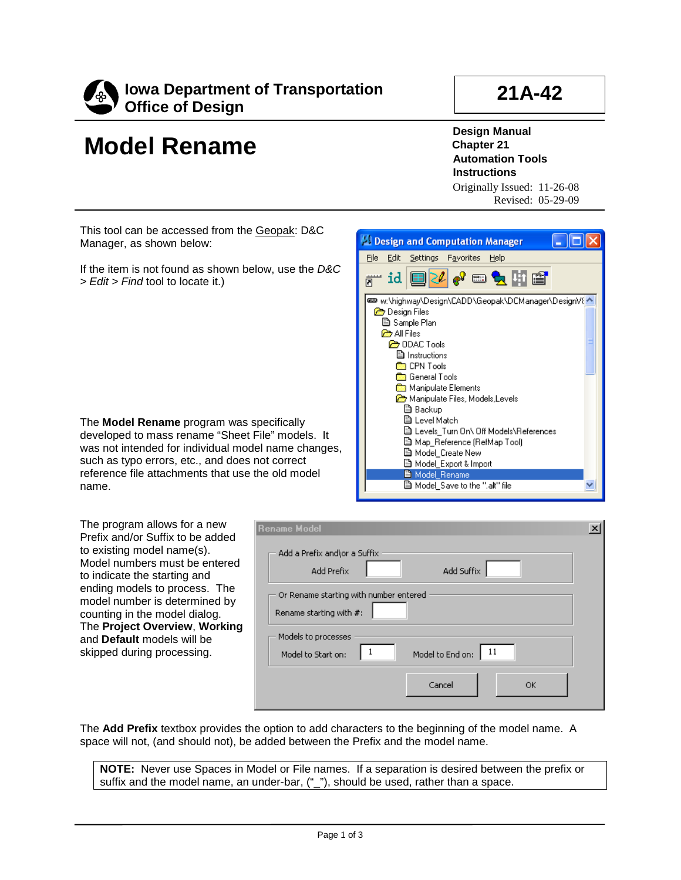**Iowa Department of Transportation**
**Office of Design**

**21A-42**

# Model Rename

**Design Manual**
**Chapter 21**
**Automation Tools**
**Instructions**

Originally Issued: 11-26-08
Revised: 05-29-09

This tool can be accessed from the Geopak: D&C Manager, as shown below:

If the item is not found as shown below, use the *D&C > Edit > Find* tool to locate it.)

The **Model Rename** program was specifically developed to mass rename "Sheet File" models. It was not intended for individual model name changes, such as typo errors, etc., and does not correct reference file attachments that use the old model name.

The program allows for a new Prefix and/or Suffix to be added to existing model name(s). Model numbers must be entered to indicate the starting and ending models to process. The model number is determined by counting in the model dialog. The **Project Overview**, **Working** and **Default** models will be skipped during processing.

The **Add Prefix** textbox provides the option to add characters to the beginning of the model name. A space will not, (and should not), be added between the Prefix and the model name.

> **NOTE:** Never use Spaces in Model or File names. If a separation is desired between the prefix or suffix and the model name, an under-bar, ("_"), should be used, rather than a space.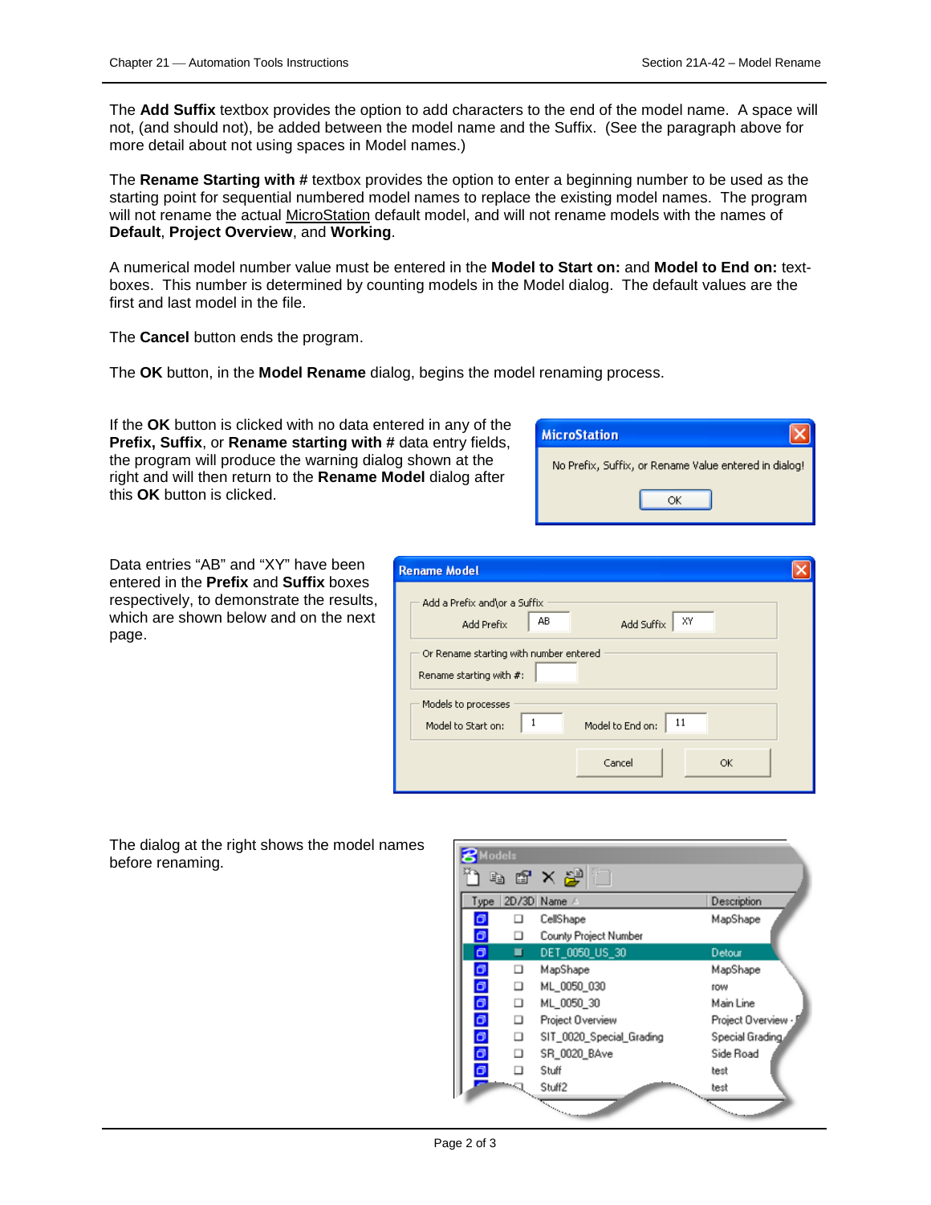The **Add Suffix** textbox provides the option to add characters to the end of the model name. A space will not, (and should not), be added between the model name and the Suffix. (See the paragraph above for more detail about not using spaces in Model names.)

The **Rename Starting with #** textbox provides the option to enter a beginning number to be used as the starting point for sequential numbered model names to replace the existing model names. The program will not rename the actual MicroStation default model, and will not rename models with the names of **Default**, **Project Overview**, and **Working**.

A numerical model number value must be entered in the **Model to Start on:** and **Model to End on:** text-boxes. This number is determined by counting models in the Model dialog. The default values are the first and last model in the file.

The **Cancel** button ends the program.

The **OK** button, in the **Model Rename** dialog, begins the model renaming process.

If the **OK** button is clicked with no data entered in any of the **Prefix, Suffix**, or **Rename starting with #** data entry fields, the program will produce the warning dialog shown at the right and will then return to the **Rename Model** dialog after this **OK** button is clicked.

Data entries "AB" and "XY" have been entered in the **Prefix** and **Suffix** boxes respectively, to demonstrate the results, which are shown below and on the next page.

The dialog at the right shows the model names before renaming.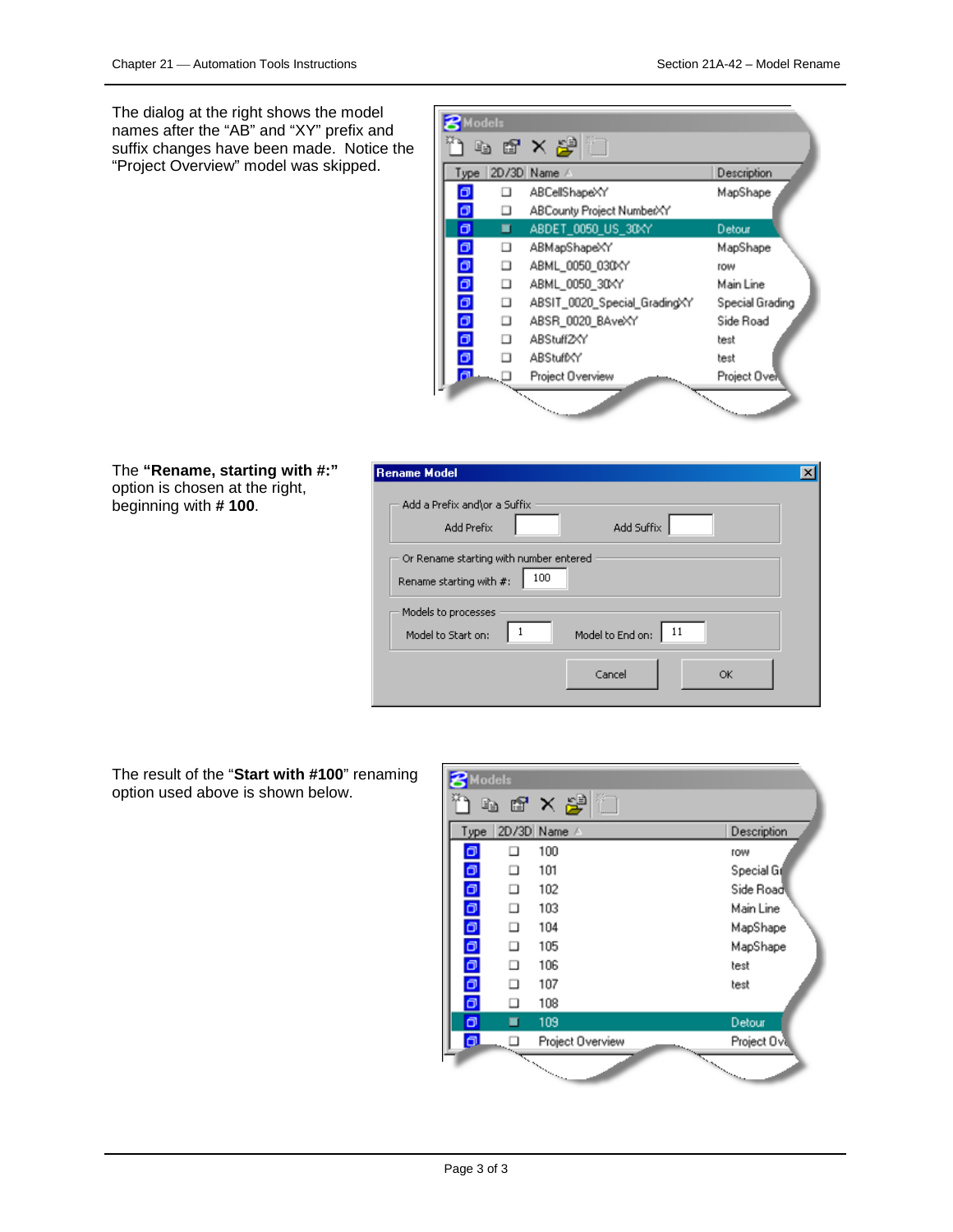The dialog at the right shows the model names after the "AB" and "XY" prefix and suffix changes have been made. Notice the "Project Overview" model was skipped.

| Type | 2D/3D | Name | Description |
|---|---|---|---|
| | | ABCellShapeXY | MapShape |
| | | ABCounty Project NumberXY | |
| | | ABDET_0050_US_30XY | Detour |
| | | ABMapShapeXY | MapShape |
| | | ABML_0050_030XY | row |
| | | ABML_0050_30XY | Main Line |
| | | ABSIT_0020_Special_GradingXY | Special Grading |
| | | ABSR_0020_BAveXY | Side Road |
| | | ABStuff2XY | test |
| | | ABStuffXY | test |
| | | Project Overview | Project Over |

The **"Rename, starting with #:"** option is chosen at the right, beginning with **# 100**.

**Rename Model**

Add a Prefix and\or a Suffix
Add Prefix [ ] Add Suffix [ ]

Or Rename starting with number entered
Rename starting with #: 100

Models to processes
Model to Start on: 1 Model to End on: 11

Cancel OK

The result of the "**Start with #100**" renaming option used above is shown below.

| Type | 2D/3D | Name | Description |
|---|---|---|---|
| | | 100 | row |
| | | 101 | Special Gr |
| | | 102 | Side Road |
| | | 103 | Main Line |
| | | 104 | MapShape |
| | | 105 | MapShape |
| | | 106 | test |
| | | 107 | test |
| | | 108 | |
| | | 109 | Detour |
| | | Project Overview | Project Ov |